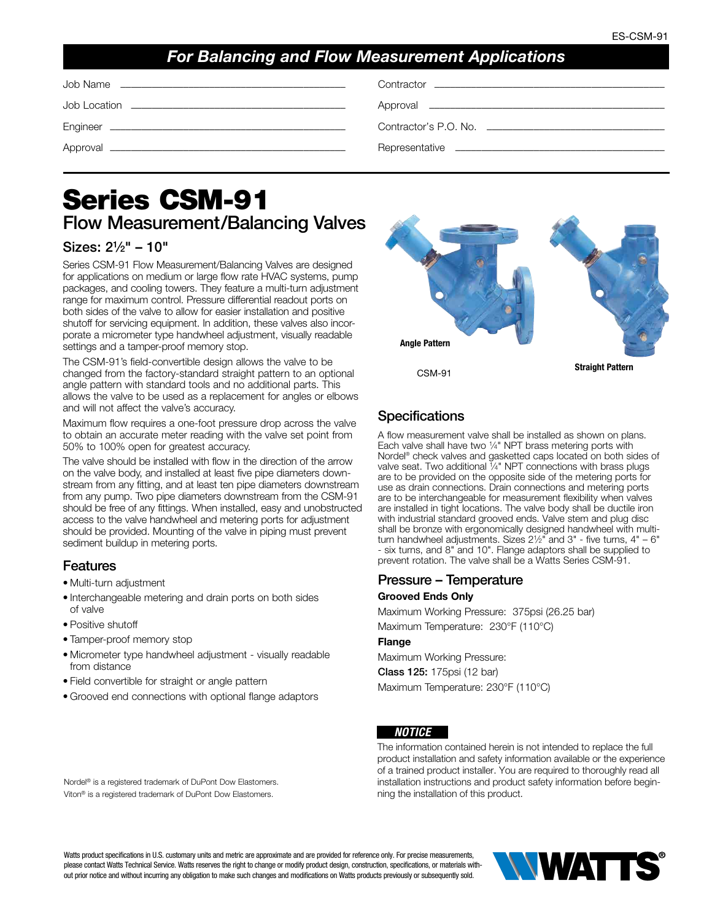## For Balancing and Flow Measurement Applications

Job Name ______________________________ Contractor ______________________________

Job Location ______________________________ Approval ______________________________

Engineer ______________________________ Contractor's P.O. No. ______________________________

Approval ______________________________ Representative ______________________________

# Series CSM-91

## Flow Measurement/Balancing Valves

### Sizes: 2½" – 10"

Series CSM-91 Flow Measurement/Balancing Valves are designed for applications on medium or large flow rate HVAC systems, pump packages, and cooling towers. They feature a multi-turn adjustment range for maximum control. Pressure differential readout ports on both sides of the valve to allow for easier installation and positive shutoff for servicing equipment. In addition, these valves also incorporate a micrometer type handwheel adjustment, visually readable settings and a tamper-proof memory stop.

The CSM-91's field-convertible design allows the valve to be changed from the factory-standard straight pattern to an optional angle pattern with standard tools and no additional parts. This allows the valve to be used as a replacement for angles or elbows and will not affect the valve's accuracy.

Maximum flow requires a one-foot pressure drop across the valve to obtain an accurate meter reading with the valve set point from 50% to 100% open for greatest accuracy.

The valve should be installed with flow in the direction of the arrow on the valve body, and installed at least five pipe diameters downstream from any fitting, and at least ten pipe diameters downstream from any pump. Two pipe diameters downstream from the CSM-91 should be free of any fittings. When installed, easy and unobstructed access to the valve handwheel and metering ports for adjustment should be provided. Mounting of the valve in piping must prevent sediment buildup in metering ports.

### Features

- Multi-turn adjustment
- Interchangeable metering and drain ports on both sides of valve
- Positive shutoff
- Tamper-proof memory stop
- Micrometer type handwheel adjustment - visually readable from distance
- Field convertible for straight or angle pattern
- Grooved end connections with optional flange adaptors

Nordel® is a registered trademark of DuPont Dow Elastomers.
Viton® is a registered trademark of DuPont Dow Elastomers.

**Angle Pattern**

CSM-91

**Straight Pattern**

### Specifications

A flow measurement valve shall be installed as shown on plans. Each valve shall have two ¼" NPT brass metering ports with Nordel® check valves and gasketted caps located on both sides of valve seat. Two additional ¼" NPT connections with brass plugs are to be provided on the opposite side of the metering ports for use as drain connections. Drain connections and metering ports are to be interchangeable for measurement flexibility when valves are installed in tight locations. The valve body shall be ductile iron with industrial standard grooved ends. Valve stem and plug disc shall be bronze with ergonomically designed handwheel with multi-turn handwheel adjustments. Sizes 2½" and 3" - five turns, 4" – 6" - six turns, and 8" and 10". Flange adaptors shall be supplied to prevent rotation. The valve shall be a Watts Series CSM-91.

### Pressure – Temperature

**Grooved Ends Only**

Maximum Working Pressure: 375psi (26.25 bar)

Maximum Temperature: 230°F (110°C)

**Flange**

Maximum Working Pressure:

**Class 125:** 175psi (12 bar)

Maximum Temperature: 230°F (110°C)

***NOTICE***

The information contained herein is not intended to replace the full product installation and safety information available or the experience of a trained product installer. You are required to thoroughly read all installation instructions and product safety information before beginning the installation of this product.

Watts product specifications in U.S. customary units and metric are approximate and are provided for reference only. For precise measurements, please contact Watts Technical Service. Watts reserves the right to change or modify product design, construction, specifications, or materials without prior notice and without incurring any obligation to make such changes and modifications on Watts products previously or subsequently sold.

WATTS®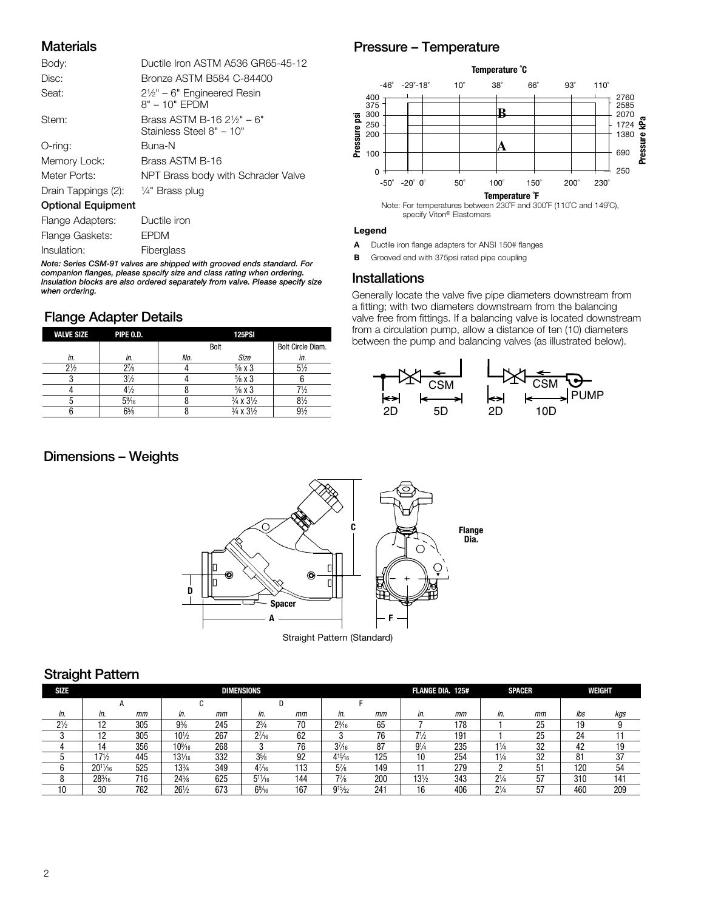## Materials

| | |
|---|---|
| Body: | Ductile Iron ASTM A536 GR65-45-12 |
| Disc: | Bronze ASTM B584 C-84400 |
| Seat: | 2½" – 6" Engineered Resin<br>8" – 10" EPDM |
| Stem: | Brass ASTM B-16 2½" – 6"<br>Stainless Steel 8" – 10" |
| O-ring: | Buna-N |
| Memory Lock: | Brass ASTM B-16 |
| Meter Ports: | NPT Brass body with Schrader Valve |
| Drain Tappings (2): | ¼" Brass plug |

### Optional Equipment

| | |
|---|---|
| Flange Adapters: | Ductile iron |
| Flange Gaskets: | EPDM |
| Insulation: | Fiberglass |

***Note: Series CSM-91 valves are shipped with grooved ends standard. For companion flanges, please specify size and class rating when ordering. Insulation blocks are also ordered separately from valve. Please specify size when ordering.***

## Flange Adapter Details

| VALVE SIZE | PIPE O.D. | 125PSI | | |
|---|---|---|---|---|
| | | Bolt | | Bolt Circle Diam. |
| *in.* | *in.* | *No.* | *Size* | *in.* |
| 2½ | 2⅞ | 4 | ⅝ x 3 | 5½ |
| 3 | 3½ | 4 | ⅝ x 3 | 6 |
| 4 | 4½ | 8 | ⅝ x 3 | 7½ |
| 5 | 5$\frac{9}{16}$ | 8 | ¾ x 3½ | 8½ |
| 6 | 6⅝ | 8 | ¾ x 3½ | 9½ |

## Pressure – Temperature

Note: For temperatures between 230˚F and 300˚F (110˚C and 149˚C), specify Viton® Elastomers

**Legend**

**A** Ductile iron flange adapters for ANSI 150# flanges

**B** Grooved end with 375psi rated pipe coupling

## Installations

Generally locate the valve five pipe diameters downstream from a fitting; with two diameters downstream from the balancing valve free from fittings. If a balancing valve is located downstream from a circulation pump, allow a distance of ten (10) diameters between the pump and balancing valves (as illustrated below).

## Dimensions – Weights

Straight Pattern (Standard)

## Straight Pattern

| SIZE | DIMENSIONS | | | | | | | | FLANGE DIA. 125# | | SPACER | | WEIGHT | |
|---|---|---|---|---|---|---|---|---|---|---|---|---|---|---|
| | A | | C | | D | | F | | | | | | | |
| *in.* | *in.* | *mm* | *in.* | *mm* | *in.* | *mm* | *in.* | *mm* | *in.* | *mm* | *in.* | *mm* | *lbs* | *kgs* |
| 2½ | 12 | 305 | 9⅝ | 245 | 2¾ | 70 | 2$\frac{9}{16}$ | 65 | 7 | 178 | 1 | 25 | 19 | 9 |
| 3 | 12 | 305 | 10½ | 267 | 2$\frac{7}{16}$ | 62 | 3 | 76 | 7½ | 191 | 1 | 25 | 24 | 11 |
| 4 | 14 | 356 | 10$\frac{9}{16}$ | 268 | 3 | 76 | 3$\frac{7}{16}$ | 87 | 9¼ | 235 | 1¼ | 32 | 42 | 19 |
| 5 | 17½ | 445 | 13$\frac{1}{16}$ | 332 | 3⅝ | 92 | 4$\frac{15}{16}$ | 125 | 10 | 254 | 1¼ | 32 | 81 | 37 |
| 6 | 20$\frac{11}{16}$ | 525 | 13¾ | 349 | 4$\frac{7}{16}$ | 113 | 5⅞ | 149 | 11 | 279 | 2 | 51 | 120 | 54 |
| 8 | 28$\frac{3}{16}$ | 716 | 24⅝ | 625 | 5$\frac{11}{16}$ | 144 | 7⅞ | 200 | 13½ | 343 | 2¼ | 57 | 310 | 141 |
| 10 | 30 | 762 | 26½ | 673 | 6$\frac{9}{16}$ | 167 | 9$\frac{15}{32}$ | 241 | 16 | 406 | 2¼ | 57 | 460 | 209 |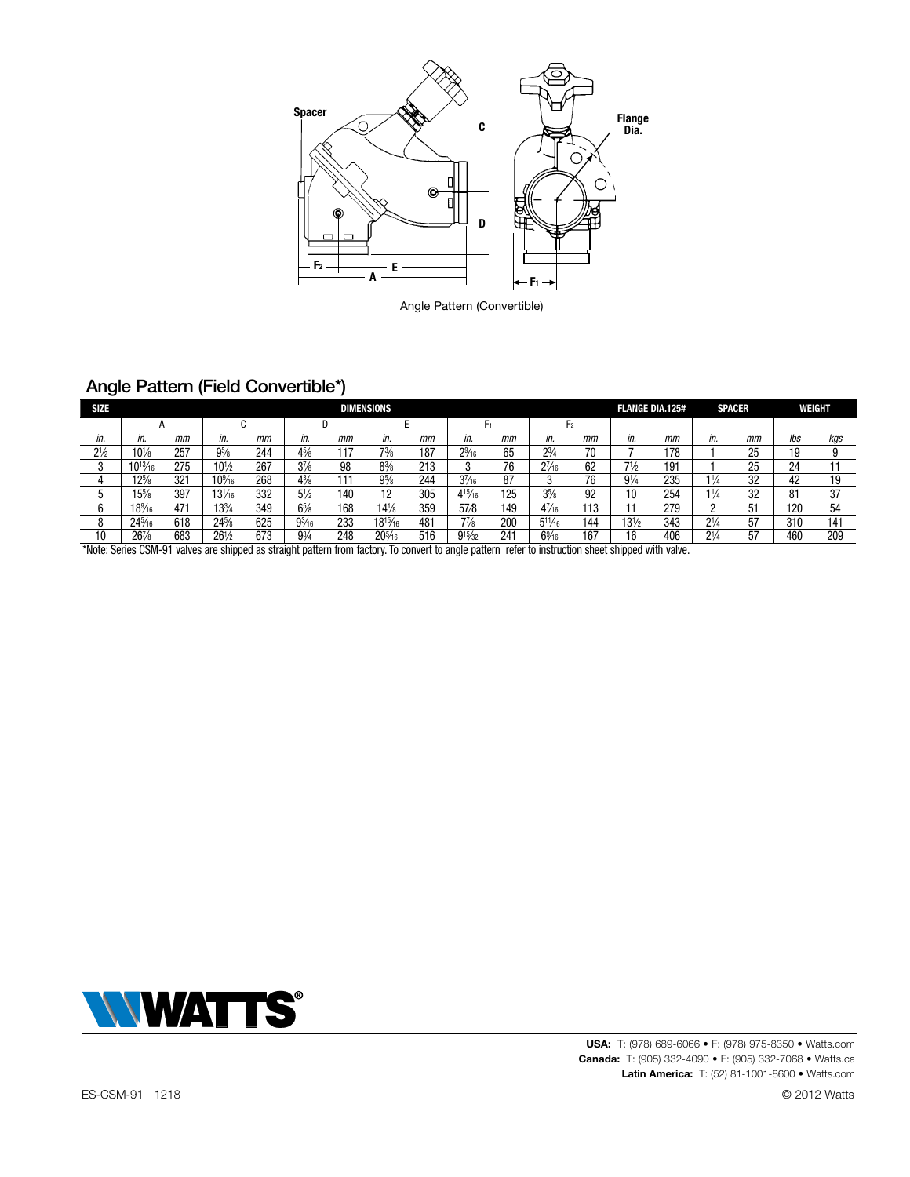Spacer

C

Flange Dia.

D

F2

E

A

F1

Angle Pattern (Convertible)

## Angle Pattern (Field Convertible*)

| SIZE | DIMENSIONS | | | | | | | | | | | | FLANGE DIA.125# | | SPACER | | WEIGHT | |
|---|---|---|---|---|---|---|---|---|---|---|---|---|---|---|---|---|---|---|
| | A | | C | | D | | E | | $F_1$ | | $F_2$ | | | | | | | |
| *in.* | *in.* | *mm* | *in.* | *mm* | *in.* | *mm* | *in.* | *mm* | *in.* | *mm* | *in.* | *mm* | *in.* | *mm* | *in.* | *mm* | *lbs* | *kgs* |
| 2½ | 10⅛ | 257 | 9⅝ | 244 | 4⅝ | 117 | 7⅜ | 187 | 2⁹⁄₁₆ | 65 | 2¾ | 70 | 7 | 178 | 1 | 25 | 19 | 9 |
| 3 | 10¹³⁄₁₆ | 275 | 10½ | 267 | 3⅞ | 98 | 8⅜ | 213 | 3 | 76 | 2⁷⁄₁₆ | 62 | 7½ | 191 | 1 | 25 | 24 | 11 |
| 4 | 12⅝ | 321 | 10⁹⁄₁₆ | 268 | 4⅜ | 111 | 9⅝ | 244 | 3⁷⁄₁₆ | 87 | 3 | 76 | 9¼ | 235 | 1¼ | 32 | 42 | 19 |
| 5 | 15⅝ | 397 | 13¹⁄₁₆ | 332 | 5½ | 140 | 12 | 305 | 4¹⁵⁄₁₆ | 125 | 3⅝ | 92 | 10 | 254 | 1¼ | 32 | 81 | 37 |
| 6 | 18⁹⁄₁₆ | 471 | 13¾ | 349 | 6⅝ | 168 | 14⅛ | 359 | 57/8 | 149 | 4⁷⁄₁₆ | 113 | 11 | 279 | 2 | 51 | 120 | 54 |
| 8 | 24⁵⁄₁₆ | 618 | 24⅝ | 625 | 9³⁄₁₆ | 233 | 18¹⁵⁄₁₆ | 481 | 7⅞ | 200 | 5¹¹⁄₁₆ | 144 | 13½ | 343 | 2¼ | 57 | 310 | 141 |
| 10 | 26⅞ | 683 | 26½ | 673 | 9¾ | 248 | 20⁵⁄₁₆ | 516 | 9¹⁵⁄₃₂ | 241 | 6⁹⁄₁₆ | 167 | 16 | 406 | 2¼ | 57 | 460 | 209 |

*Note: Series CSM-91 valves are shipped as straight pattern from factory. To convert to angle pattern refer to instruction sheet shipped with valve.

WATTS®

**USA:** T: (978) 689-6066 • F: (978) 975-8350 • Watts.com
**Canada:** T: (905) 332-4090 • F: (905) 332-7068 • Watts.ca
**Latin America:** T: (52) 81-1001-8600 • Watts.com

ES-CSM-91 1218

© 2012 Watts